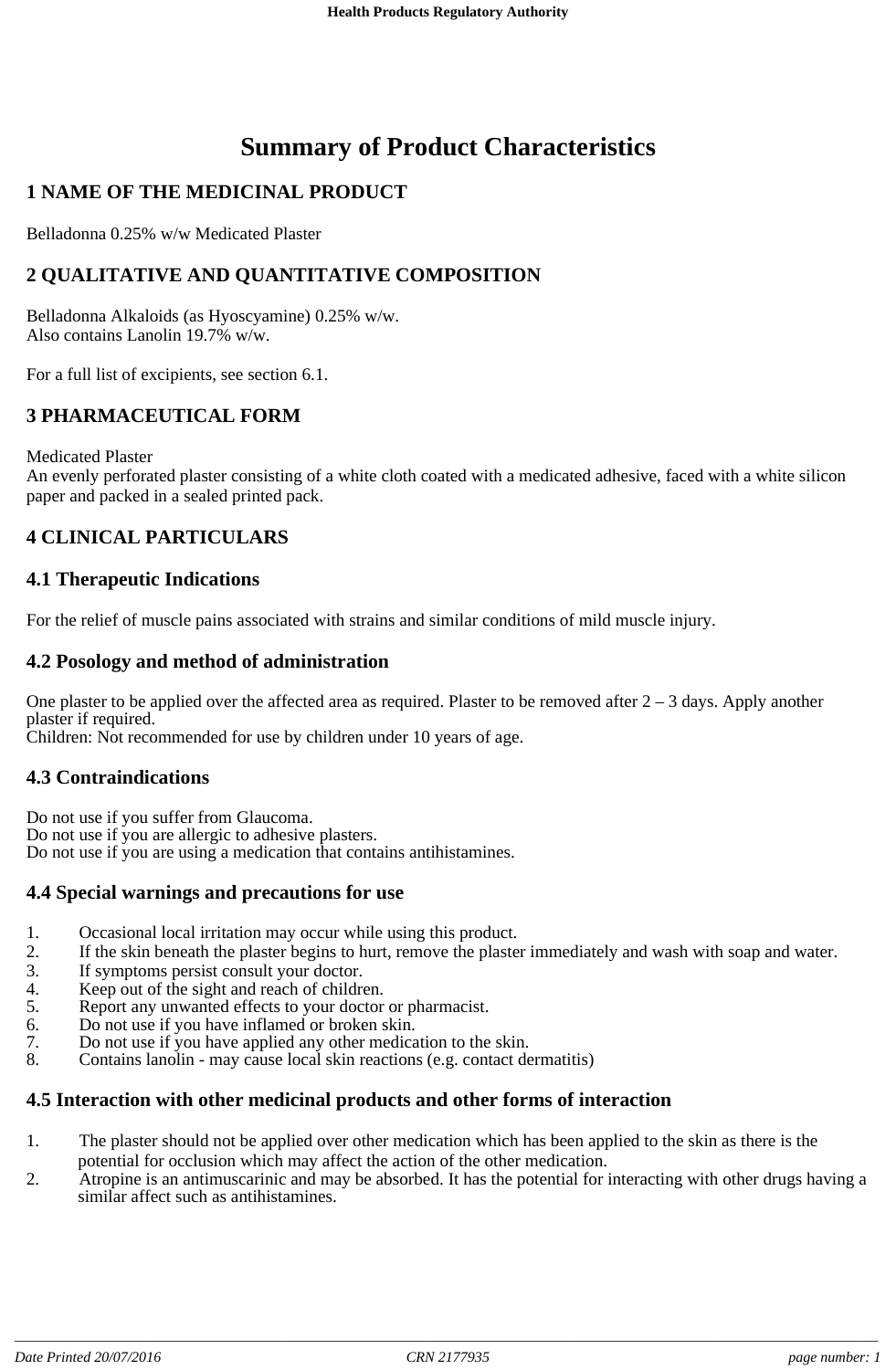# Summary of Product Characteristics

## 1 NAME OF THE MEDICINAL PRODUCT

Belladonna 0.25% w/w Medicated Plaster

## 2 QUALITATIVE AND QUANTITATIVE COMPOSITION

Belladonna Alkaloids (as Hyoscyamine) 0.25% w/w.
Also contains Lanolin 19.7% w/w.

For a full list of excipients, see section 6.1.

## 3 PHARMACEUTICAL FORM

Medicated Plaster
An evenly perforated plaster consisting of a white cloth coated with a medicated adhesive, faced with a white silicon paper and packed in a sealed printed pack.

## 4 CLINICAL PARTICULARS

### 4.1 Therapeutic Indications

For the relief of muscle pains associated with strains and similar conditions of mild muscle injury.

### 4.2 Posology and method of administration

One plaster to be applied over the affected area as required. Plaster to be removed after 2 – 3 days. Apply another plaster if required.
Children: Not recommended for use by children under 10 years of age.

### 4.3 Contraindications

Do not use if you suffer from Glaucoma.
Do not use if you are allergic to adhesive plasters.
Do not use if you are using a medication that contains antihistamines.

### 4.4 Special warnings and precautions for use

1. Occasional local irritation may occur while using this product.
2. If the skin beneath the plaster begins to hurt, remove the plaster immediately and wash with soap and water.
3. If symptoms persist consult your doctor.
4. Keep out of the sight and reach of children.
5. Report any unwanted effects to your doctor or pharmacist.
6. Do not use if you have inflamed or broken skin.
7. Do not use if you have applied any other medication to the skin.
8. Contains lanolin - may cause local skin reactions (e.g. contact dermatitis)

### 4.5 Interaction with other medicinal products and other forms of interaction

1. The plaster should not be applied over other medication which has been applied to the skin as there is the potential for occlusion which may affect the action of the other medication.
2. Atropine is an antimuscarinic and may be absorbed. It has the potential for interacting with other drugs having a similar affect such as antihistamines.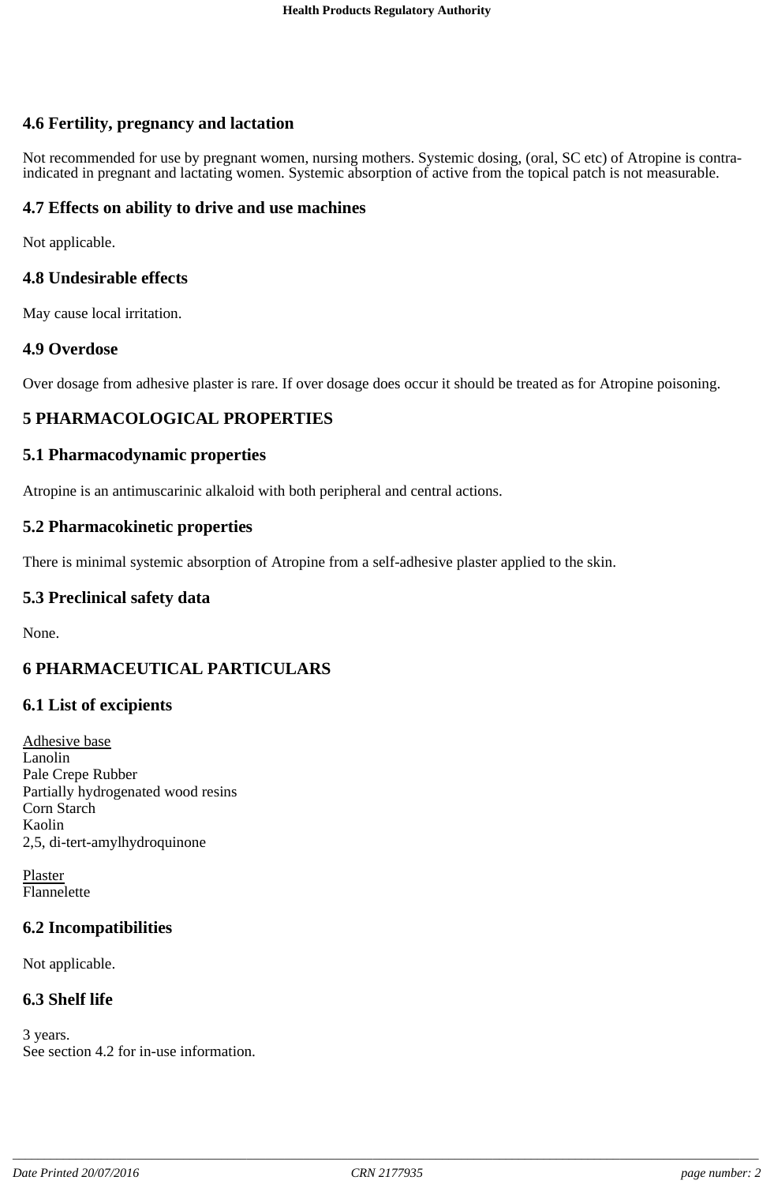## 4.6 Fertility, pregnancy and lactation

Not recommended for use by pregnant women, nursing mothers. Systemic dosing, (oral, SC etc) of Atropine is contra-indicated in pregnant and lactating women. Systemic absorption of active from the topical patch is not measurable.

## 4.7 Effects on ability to drive and use machines

Not applicable.

## 4.8 Undesirable effects

May cause local irritation.

## 4.9 Overdose

Over dosage from adhesive plaster is rare. If over dosage does occur it should be treated as for Atropine poisoning.

# 5 PHARMACOLOGICAL PROPERTIES

## 5.1 Pharmacodynamic properties

Atropine is an antimuscarinic alkaloid with both peripheral and central actions.

## 5.2 Pharmacokinetic properties

There is minimal systemic absorption of Atropine from a self-adhesive plaster applied to the skin.

## 5.3 Preclinical safety data

None.

# 6 PHARMACEUTICAL PARTICULARS

## 6.1 List of excipients

Adhesive base
Lanolin
Pale Crepe Rubber
Partially hydrogenated wood resins
Corn Starch
Kaolin
2,5, di-tert-amylhydroquinone

Plaster
Flannelette

## 6.2 Incompatibilities

Not applicable.

## 6.3 Shelf life

3 years.
See section 4.2 for in-use information.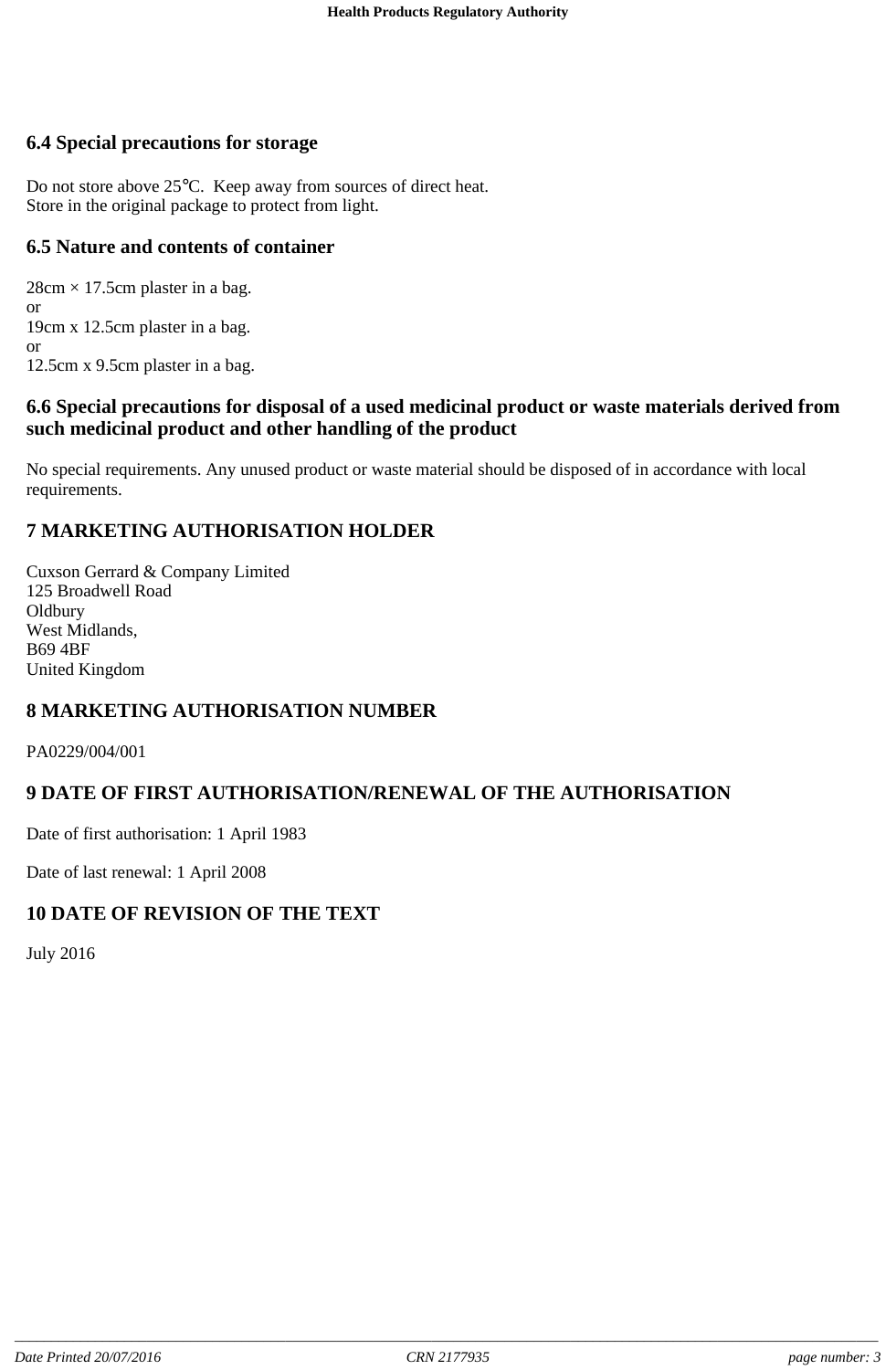## 6.4 Special precautions for storage

Do not store above 25°C. Keep away from sources of direct heat.
Store in the original package to protect from light.

## 6.5 Nature and contents of container

28cm × 17.5cm plaster in a bag.
or
19cm x 12.5cm plaster in a bag.
or
12.5cm x 9.5cm plaster in a bag.

## 6.6 Special precautions for disposal of a used medicinal product or waste materials derived from such medicinal product and other handling of the product

No special requirements. Any unused product or waste material should be disposed of in accordance with local requirements.

# 7 MARKETING AUTHORISATION HOLDER

Cuxson Gerrard & Company Limited
125 Broadwell Road
Oldbury
West Midlands,
B69 4BF
United Kingdom

# 8 MARKETING AUTHORISATION NUMBER

PA0229/004/001

# 9 DATE OF FIRST AUTHORISATION/RENEWAL OF THE AUTHORISATION

Date of first authorisation: 1 April 1983

Date of last renewal: 1 April 2008

# 10 DATE OF REVISION OF THE TEXT

July 2016